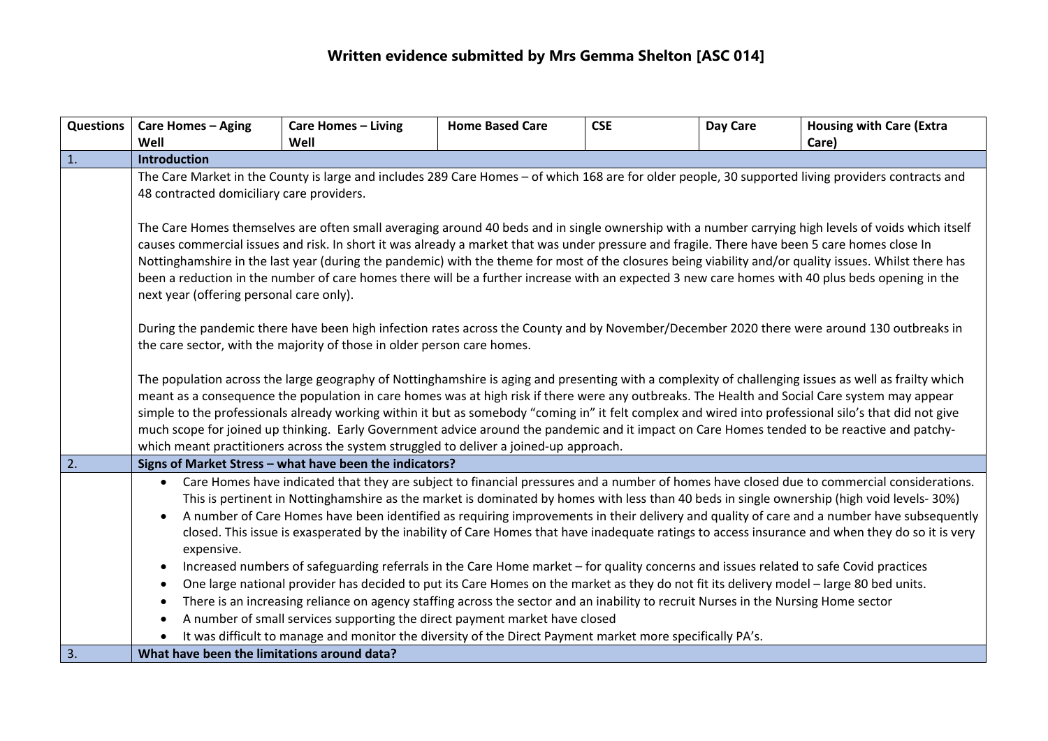# Written evidence submitted by Mrs Gemma Shelton [ASC 014]

| Questions | Care Homes – Aging Well | Care Homes – Living Well | Home Based Care | CSE | Day Care | Housing with Care (Extra Care) |
|---|---|---|---|---|---|---|
| 1. | **Introduction** | | | | | |
| | The Care Market in the County is large and includes 289 Care Homes – of which 168 are for older people, 30 supported living providers contracts and 48 contracted domiciliary care providers.<br><br>The Care Homes themselves are often small averaging around 40 beds and in single ownership with a number carrying high levels of voids which itself causes commercial issues and risk. In short it was already a market that was under pressure and fragile. There have been 5 care homes close In Nottinghamshire in the last year (during the pandemic) with the theme for most of the closures being viability and/or quality issues. Whilst there has been a reduction in the number of care homes there will be a further increase with an expected 3 new care homes with 40 plus beds opening in the next year (offering personal care only).<br><br>During the pandemic there have been high infection rates across the County and by November/December 2020 there were around 130 outbreaks in the care sector, with the majority of those in older person care homes.<br><br>The population across the large geography of Nottinghamshire is aging and presenting with a complexity of challenging issues as well as frailty which meant as a consequence the population in care homes was at high risk if there were any outbreaks. The Health and Social Care system may appear simple to the professionals already working within it but as somebody "coming in" it felt complex and wired into professional silo's that did not give much scope for joined up thinking. Early Government advice around the pandemic and it impact on Care Homes tended to be reactive and patchy- which meant practitioners across the system struggled to deliver a joined-up approach. | | | | | |
| 2. | **Signs of Market Stress – what have been the indicators?** | | | | | |
| | • Care Homes have indicated that they are subject to financial pressures and a number of homes have closed due to commercial considerations. This is pertinent in Nottinghamshire as the market is dominated by homes with less than 40 beds in single ownership (high void levels- 30%)<br>• A number of Care Homes have been identified as requiring improvements in their delivery and quality of care and a number have subsequently closed. This issue is exasperated by the inability of Care Homes that have inadequate ratings to access insurance and when they do so it is very expensive.<br>• Increased numbers of safeguarding referrals in the Care Home market – for quality concerns and issues related to safe Covid practices<br>• One large national provider has decided to put its Care Homes on the market as they do not fit its delivery model – large 80 bed units.<br>• There is an increasing reliance on agency staffing across the sector and an inability to recruit Nurses in the Nursing Home sector<br>• A number of small services supporting the direct payment market have closed<br>• It was difficult to manage and monitor the diversity of the Direct Payment market more specifically PA's. | | | | | |
| 3. | **What have been the limitations around data?** | | | | | |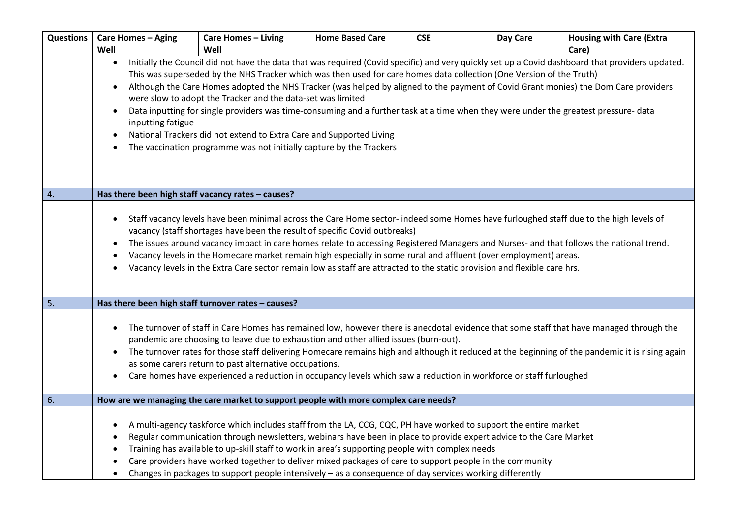| Questions | Care Homes – Aging Well | Care Homes – Living Well | Home Based Care | CSE | Day Care | Housing with Care (Extra Care) |
|---|---|---|---|---|---|---|
| | • Initially the Council did not have the data that was required (Covid specific) and very quickly set up a Covid dashboard that providers updated. This was superseded by the NHS Tracker which was then used for care homes data collection (One Version of the Truth) <br> • Although the Care Homes adopted the NHS Tracker (was helped by aligned to the payment of Covid Grant monies) the Dom Care providers were slow to adopt the Tracker and the data-set was limited <br> • Data inputting for single providers was time-consuming and a further task at a time when they were under the greatest pressure- data inputting fatigue <br> • National Trackers did not extend to Extra Care and Supported Living <br> • The vaccination programme was not initially capture by the Trackers | | | | | |
| 4. | **Has there been high staff vacancy rates – causes?** | | | | | |
| | • Staff vacancy levels have been minimal across the Care Home sector- indeed some Homes have furloughed staff due to the high levels of vacancy (staff shortages have been the result of specific Covid outbreaks) <br> • The issues around vacancy impact in care homes relate to accessing Registered Managers and Nurses- and that follows the national trend. <br> • Vacancy levels in the Homecare market remain high especially in some rural and affluent (over employment) areas. <br> • Vacancy levels in the Extra Care sector remain low as staff are attracted to the static provision and flexible care hrs. | | | | | |
| 5. | **Has there been high staff turnover rates – causes?** | | | | | |
| | • The turnover of staff in Care Homes has remained low, however there is anecdotal evidence that some staff that have managed through the pandemic are choosing to leave due to exhaustion and other allied issues (burn-out). <br> • The turnover rates for those staff delivering Homecare remains high and although it reduced at the beginning of the pandemic it is rising again as some carers return to past alternative occupations. <br> • Care homes have experienced a reduction in occupancy levels which saw a reduction in workforce or staff furloughed | | | | | |
| 6. | **How are we managing the care market to support people with more complex care needs?** | | | | | |
| | • A multi-agency taskforce which includes staff from the LA, CCG, CQC, PH have worked to support the entire market <br> • Regular communication through newsletters, webinars have been in place to provide expert advice to the Care Market <br> • Training has available to up-skill staff to work in area's supporting people with complex needs <br> • Care providers have worked together to deliver mixed packages of care to support people in the community <br> • Changes in packages to support people intensively – as a consequence of day services working differently | | | | | |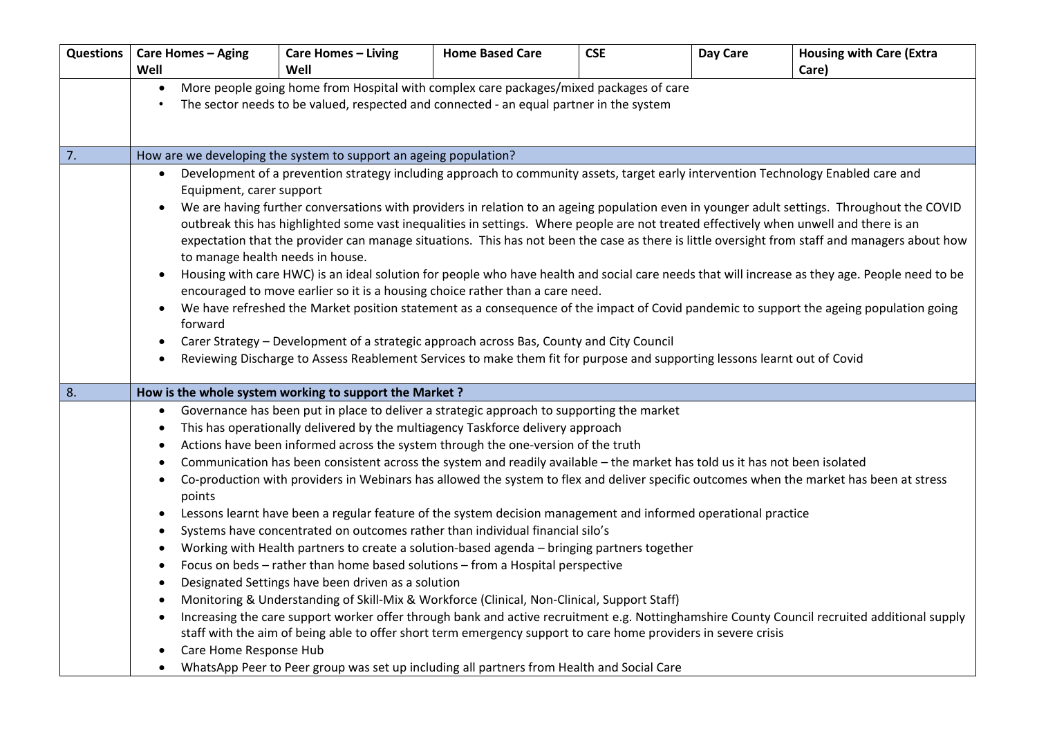| Questions | Care Homes – Aging Well | Care Homes – Living Well | Home Based Care | CSE | Day Care | Housing with Care (Extra Care) |
|---|---|---|---|---|---|---|
| | • More people going home from Hospital with complex care packages/mixed packages of care<br>• The sector needs to be valued, respected and connected - an equal partner in the system | | | | | |
| 7. | How are we developing the system to support an ageing population? | | | | | |
| | • Development of a prevention strategy including approach to community assets, target early intervention Technology Enabled care and Equipment, carer support<br>• We are having further conversations with providers in relation to an ageing population even in younger adult settings. Throughout the COVID outbreak this has highlighted some vast inequalities in settings. Where people are not treated effectively when unwell and there is an expectation that the provider can manage situations. This has not been the case as there is little oversight from staff and managers about how to manage health needs in house.<br>• Housing with care HWC) is an ideal solution for people who have health and social care needs that will increase as they age. People need to be encouraged to move earlier so it is a housing choice rather than a care need.<br>• We have refreshed the Market position statement as a consequence of the impact of Covid pandemic to support the ageing population going forward<br>• Carer Strategy – Development of a strategic approach across Bas, County and City Council<br>• Reviewing Discharge to Assess Reablement Services to make them fit for purpose and supporting lessons learnt out of Covid | | | | | |
| 8. | **How is the whole system working to support the Market ?** | | | | | |
| | • Governance has been put in place to deliver a strategic approach to supporting the market<br>• This has operationally delivered by the multiagency Taskforce delivery approach<br>• Actions have been informed across the system through the one-version of the truth<br>• Communication has been consistent across the system and readily available – the market has told us it has not been isolated<br>• Co-production with providers in Webinars has allowed the system to flex and deliver specific outcomes when the market has been at stress points<br>• Lessons learnt have been a regular feature of the system decision management and informed operational practice<br>• Systems have concentrated on outcomes rather than individual financial silo's<br>• Working with Health partners to create a solution-based agenda – bringing partners together<br>• Focus on beds – rather than home based solutions – from a Hospital perspective<br>• Designated Settings have been driven as a solution<br>• Monitoring & Understanding of Skill-Mix & Workforce (Clinical, Non-Clinical, Support Staff)<br>• Increasing the care support worker offer through bank and active recruitment e.g. Nottinghamshire County Council recruited additional supply staff with the aim of being able to offer short term emergency support to care home providers in severe crisis<br>• Care Home Response Hub<br>• WhatsApp Peer to Peer group was set up including all partners from Health and Social Care | | | | | |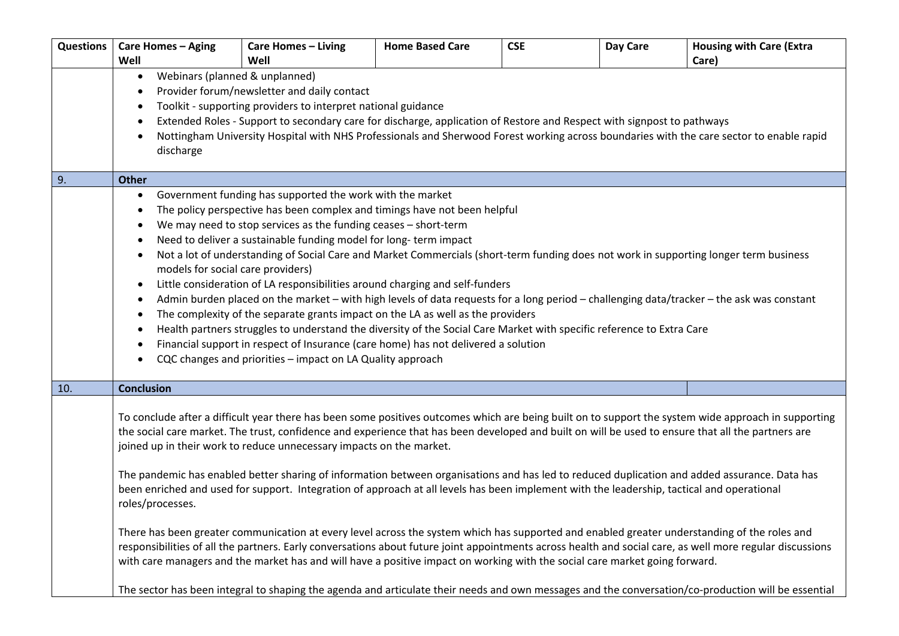| Questions | Care Homes – Aging Well | Care Homes – Living Well | Home Based Care | CSE | Day Care | Housing with Care (Extra Care) |
|---|---|---|---|---|---|---|
| | • Webinars (planned & unplanned)<br>• Provider forum/newsletter and daily contact<br>• Toolkit - supporting providers to interpret national guidance<br>• Extended Roles - Support to secondary care for discharge, application of Restore and Respect with signpost to pathways<br>• Nottingham University Hospital with NHS Professionals and Sherwood Forest working across boundaries with the care sector to enable rapid discharge | | | | | |
| 9. | **Other** | | | | | |
| | • Government funding has supported the work with the market<br>• The policy perspective has been complex and timings have not been helpful<br>• We may need to stop services as the funding ceases – short-term<br>• Need to deliver a sustainable funding model for long- term impact<br>• Not a lot of understanding of Social Care and Market Commercials (short-term funding does not work in supporting longer term business models for social care providers)<br>• Little consideration of LA responsibilities around charging and self-funders<br>• Admin burden placed on the market – with high levels of data requests for a long period – challenging data/tracker – the ask was constant<br>• The complexity of the separate grants impact on the LA as well as the providers<br>• Health partners struggles to understand the diversity of the Social Care Market with specific reference to Extra Care<br>• Financial support in respect of Insurance (care home) has not delivered a solution<br>• CQC changes and priorities – impact on LA Quality approach | | | | | |
| 10. | **Conclusion** | | | | | |
| | To conclude after a difficult year there has been some positives outcomes which are being built on to support the system wide approach in supporting the social care market. The trust, confidence and experience that has been developed and built on will be used to ensure that all the partners are joined up in their work to reduce unnecessary impacts on the market.<br><br>The pandemic has enabled better sharing of information between organisations and has led to reduced duplication and added assurance. Data has been enriched and used for support. Integration of approach at all levels has been implement with the leadership, tactical and operational roles/processes.<br><br>There has been greater communication at every level across the system which has supported and enabled greater understanding of the roles and responsibilities of all the partners. Early conversations about future joint appointments across health and social care, as well more regular discussions with care managers and the market has and will have a positive impact on working with the social care market going forward.<br><br>The sector has been integral to shaping the agenda and articulate their needs and own messages and the conversation/co-production will be essential | | | | | |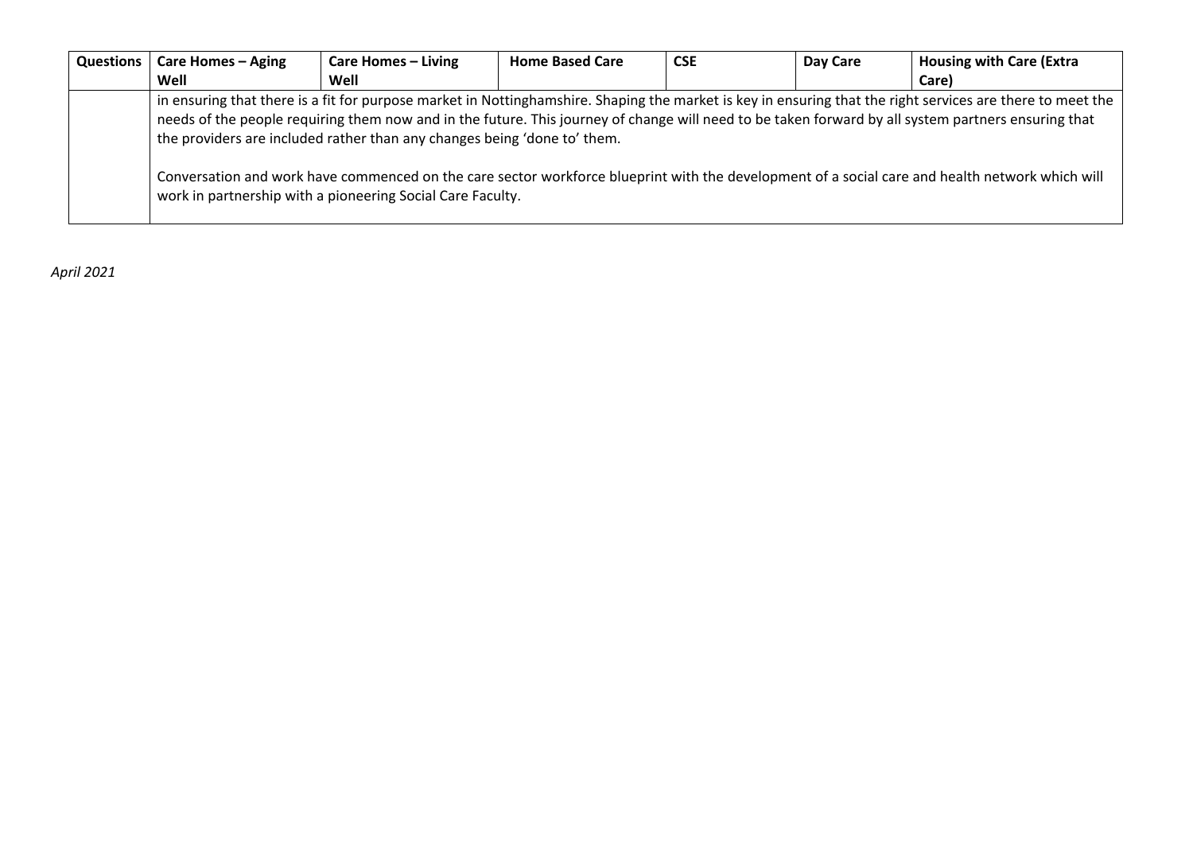| Questions | Care Homes – Aging Well | Care Homes – Living Well | Home Based Care | CSE | Day Care | Housing with Care (Extra Care) |
|---|---|---|---|---|---|---|
| | in ensuring that there is a fit for purpose market in Nottinghamshire. Shaping the market is key in ensuring that the right services are there to meet the needs of the people requiring them now and in the future. This journey of change will need to be taken forward by all system partners ensuring that the providers are included rather than any changes being 'done to' them.<br><br>Conversation and work have commenced on the care sector workforce blueprint with the development of a social care and health network which will work in partnership with a pioneering Social Care Faculty. | | | | | |

*April 2021*